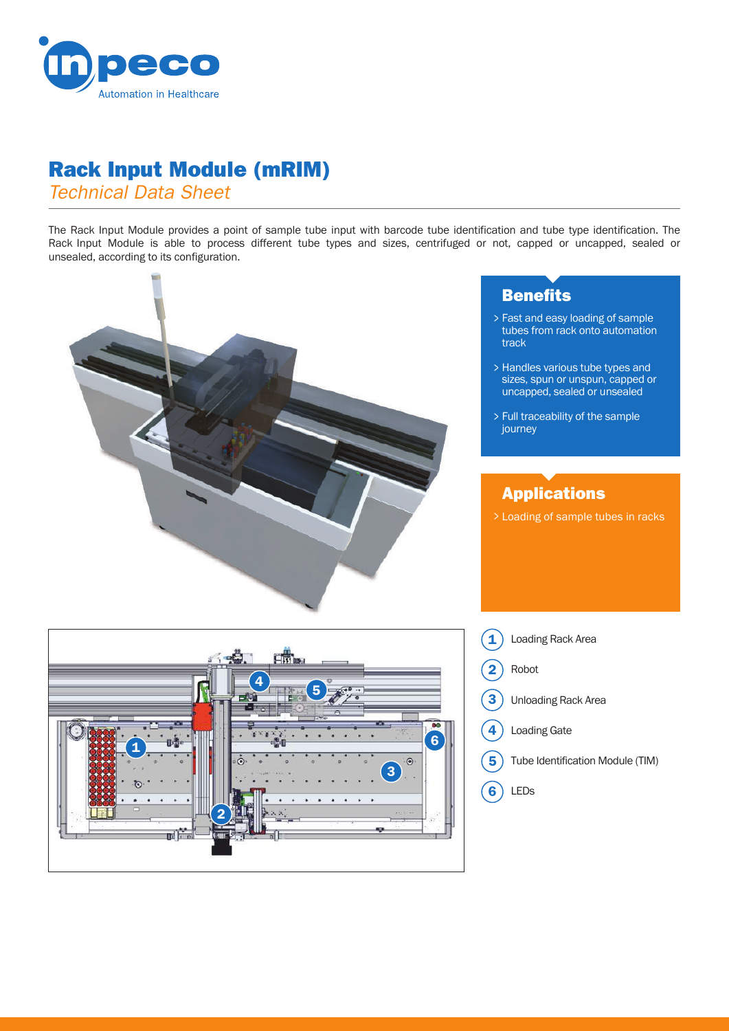# Rack Input Module (mRIM)

*Technical Data Sheet*

The Rack Input Module provides a point of sample tube input with barcode tube identification and tube type identification. The Rack Input Module is able to process different tube types and sizes, centrifuged or not, capped or uncapped, sealed or unsealed, according to its configuration.

## Benefits

- > Fast and easy loading of sample tubes from rack onto automation track
- > Handles various tube types and sizes, spun or unspun, capped or uncapped, sealed or unsealed
- > Full traceability of the sample journey

## Applications

- > Loading of sample tubes in racks

1. Loading Rack Area
2. Robot
3. Unloading Rack Area
4. Loading Gate
5. Tube Identification Module (TIM)
6. LEDs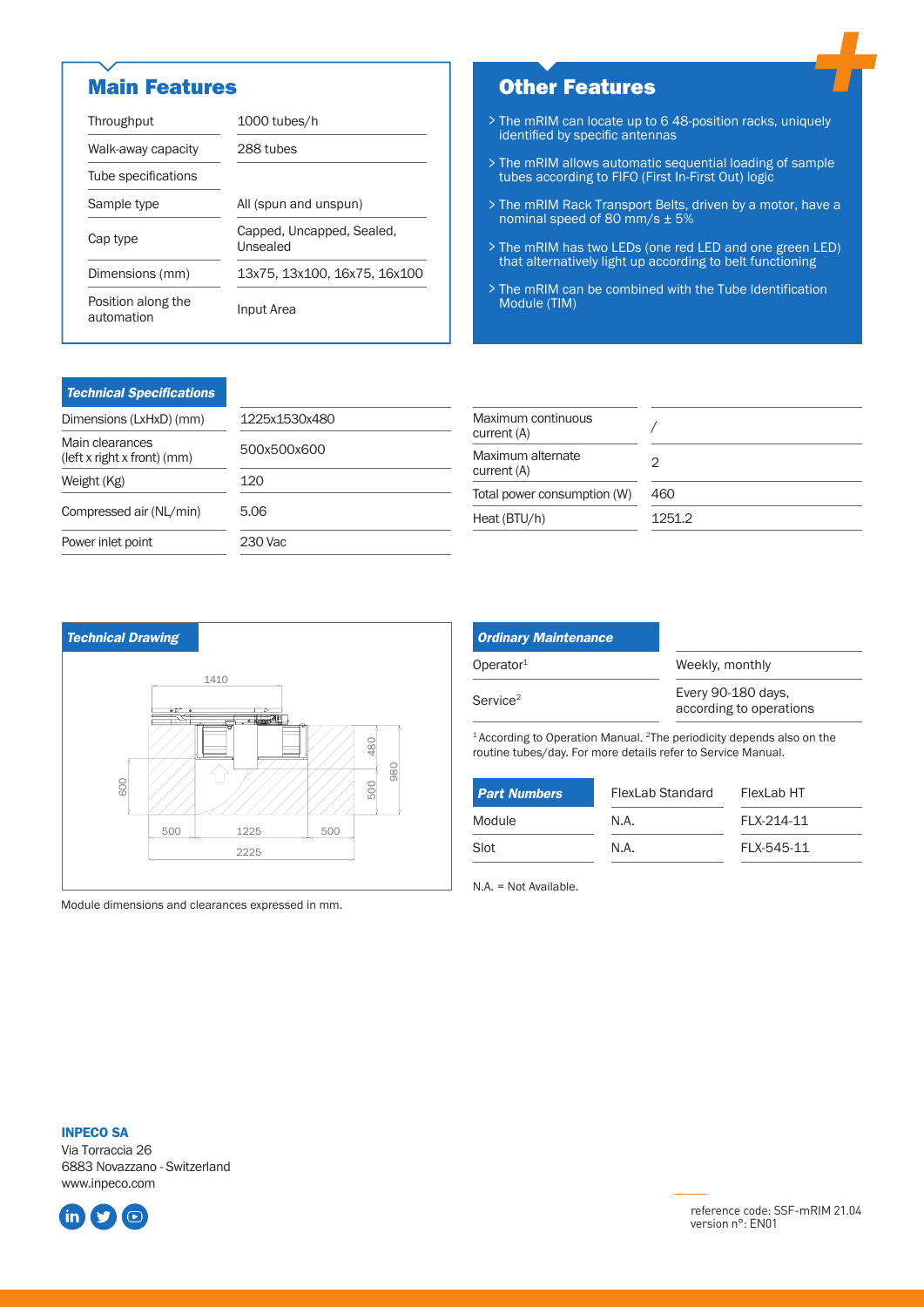## Main Features

| | |
|---|---|
| Throughput | 1000 tubes/h |
| Walk-away capacity | 288 tubes |
| Tube specifications | |
| Sample type | All (spun and unspun) |
| Cap type | Capped, Uncapped, Sealed, Unsealed |
| Dimensions (mm) | 13x75, 13x100, 16x75, 16x100 |
| Position along the automation | Input Area |

## Other Features

- The mRIM can locate up to 6 48-position racks, uniquely identified by specific antennas
- The mRIM allows automatic sequential loading of sample tubes according to FIFO (First In-First Out) logic
- The mRIM Rack Transport Belts, driven by a motor, have a nominal speed of 80 mm/s ± 5%
- The mRIM has two LEDs (one red LED and one green LED) that alternatively light up according to belt functioning
- The mRIM can be combined with the Tube Identification Module (TIM)

### *Technical Specifications*

| | |
|---|---|
| Dimensions (LxHxD) (mm) | 1225x1530x480 |
| Main clearances (left x right x front) (mm) | 500x500x600 |
| Weight (Kg) | 120 |
| Compressed air (NL/min) | 5.06 |
| Power inlet point | 230 Vac |
| Maximum continuous current (A) | / |
| Maximum alternate current (A) | 2 |
| Total power consumption (W) | 460 |
| Heat (BTU/h) | 1251.2 |

### *Technical Drawing*

1410

480

980

600

500

500

1225

500

2225

Module dimensions and clearances expressed in mm.

### *Ordinary Maintenance*

| | |
|---|---|
| Operator[1] | Weekly, monthly |
| Service[2] | Every 90-180 days, according to operations |

[1] According to Operation Manual. [2] The periodicity depends also on the routine tubes/day. For more details refer to Service Manual.

| *Part Numbers* | FlexLab Standard | FlexLab HT |
|---|---|---|
| Module | N.A. | FLX-214-11 |
| Slot | N.A. | FLX-545-11 |

N.A. = Not Available.

**INPECO SA**
Via Torraccia 26
6883 Novazzano - Switzerland
www.inpeco.com

reference code: SSF-mRIM 21.04
version n°: EN01